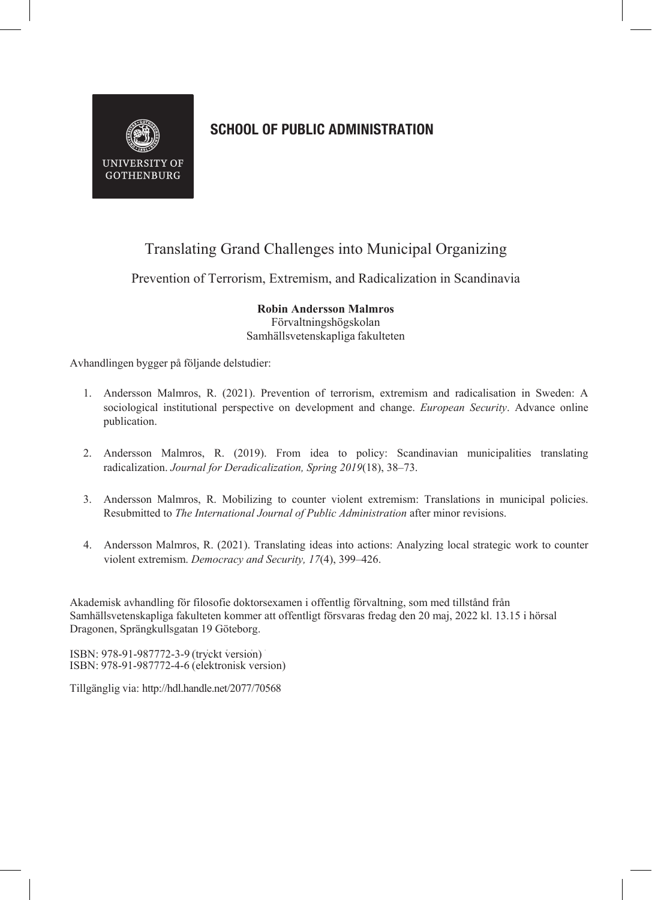UNIVERSITY OF GOTHENBURG

**SCHOOL OF PUBLIC ADMINISTRATION**

# Translating Grand Challenges into Municipal Organizing

## Prevention of Terrorism, Extremism, and Radicalization in Scandinavia

**Robin Andersson Malmros**
Förvaltningshögskolan
Samhällsvetenskapliga fakulteten

Avhandlingen bygger på följande delstudier:

1. Andersson Malmros, R. (2021). Prevention of terrorism, extremism and radicalisation in Sweden: A sociological institutional perspective on development and change. *European Security*. Advance online publication.

2. Andersson Malmros, R. (2019). From idea to policy: Scandinavian municipalities translating radicalization. *Journal for Deradicalization, Spring 2019*(18), 38–73.

3. Andersson Malmros, R. Mobilizing to counter violent extremism: Translations in municipal policies. Resubmitted to *The International Journal of Public Administration* after minor revisions.

4. Andersson Malmros, R. (2021). Translating ideas into actions: Analyzing local strategic work to counter violent extremism. *Democracy and Security, 17*(4), 399–426.

Akademisk avhandling för filosofie doktorsexamen i offentlig förvaltning, som med tillstånd från Samhällsvetenskapliga fakulteten kommer att offentligt försvaras fredag den 20 maj, 2022 kl. 13.15 i hörsal Dragonen, Sprängkullsgatan 19 Göteborg.

ISBN: 978-91-987772-3-9 (tryckt version)
ISBN: 978-91-987772-4-6 (elektronisk version)

Tillgänglig via: http://hdl.handle.net/2077/70568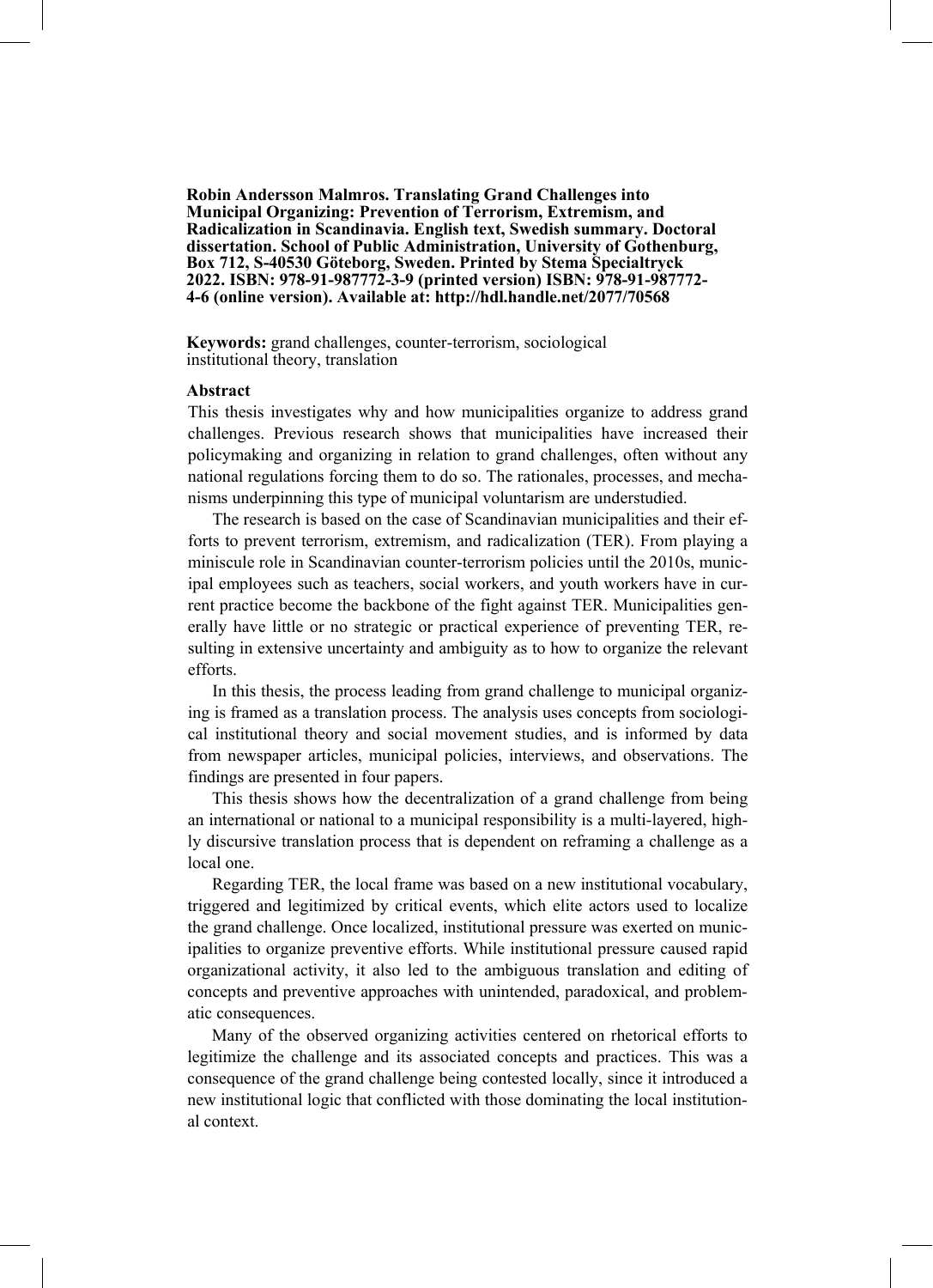**Robin Andersson Malmros. Translating Grand Challenges into Municipal Organizing: Prevention of Terrorism, Extremism, and Radicalization in Scandinavia. English text, Swedish summary. Doctoral dissertation. School of Public Administration, University of Gothenburg, Box 712, S-40530 Göteborg, Sweden. Printed by Stema Specialtryck 2022. ISBN: 978-91-987772-3-9 (printed version) ISBN: 978-91-987772-4-6 (online version). Available at: http://hdl.handle.net/2077/70568**

**Keywords:** grand challenges, counter-terrorism, sociological institutional theory, translation

**Abstract**

This thesis investigates why and how municipalities organize to address grand challenges. Previous research shows that municipalities have increased their policymaking and organizing in relation to grand challenges, often without any national regulations forcing them to do so. The rationales, processes, and mechanisms underpinning this type of municipal voluntarism are understudied.

The research is based on the case of Scandinavian municipalities and their efforts to prevent terrorism, extremism, and radicalization (TER). From playing a miniscule role in Scandinavian counter-terrorism policies until the 2010s, municipal employees such as teachers, social workers, and youth workers have in current practice become the backbone of the fight against TER. Municipalities generally have little or no strategic or practical experience of preventing TER, resulting in extensive uncertainty and ambiguity as to how to organize the relevant efforts.

In this thesis, the process leading from grand challenge to municipal organizing is framed as a translation process. The analysis uses concepts from sociological institutional theory and social movement studies, and is informed by data from newspaper articles, municipal policies, interviews, and observations. The findings are presented in four papers.

This thesis shows how the decentralization of a grand challenge from being an international or national to a municipal responsibility is a multi-layered, highly discursive translation process that is dependent on reframing a challenge as a local one.

Regarding TER, the local frame was based on a new institutional vocabulary, triggered and legitimized by critical events, which elite actors used to localize the grand challenge. Once localized, institutional pressure was exerted on municipalities to organize preventive efforts. While institutional pressure caused rapid organizational activity, it also led to the ambiguous translation and editing of concepts and preventive approaches with unintended, paradoxical, and problematic consequences.

Many of the observed organizing activities centered on rhetorical efforts to legitimize the challenge and its associated concepts and practices. This was a consequence of the grand challenge being contested locally, since it introduced a new institutional logic that conflicted with those dominating the local institutional context.